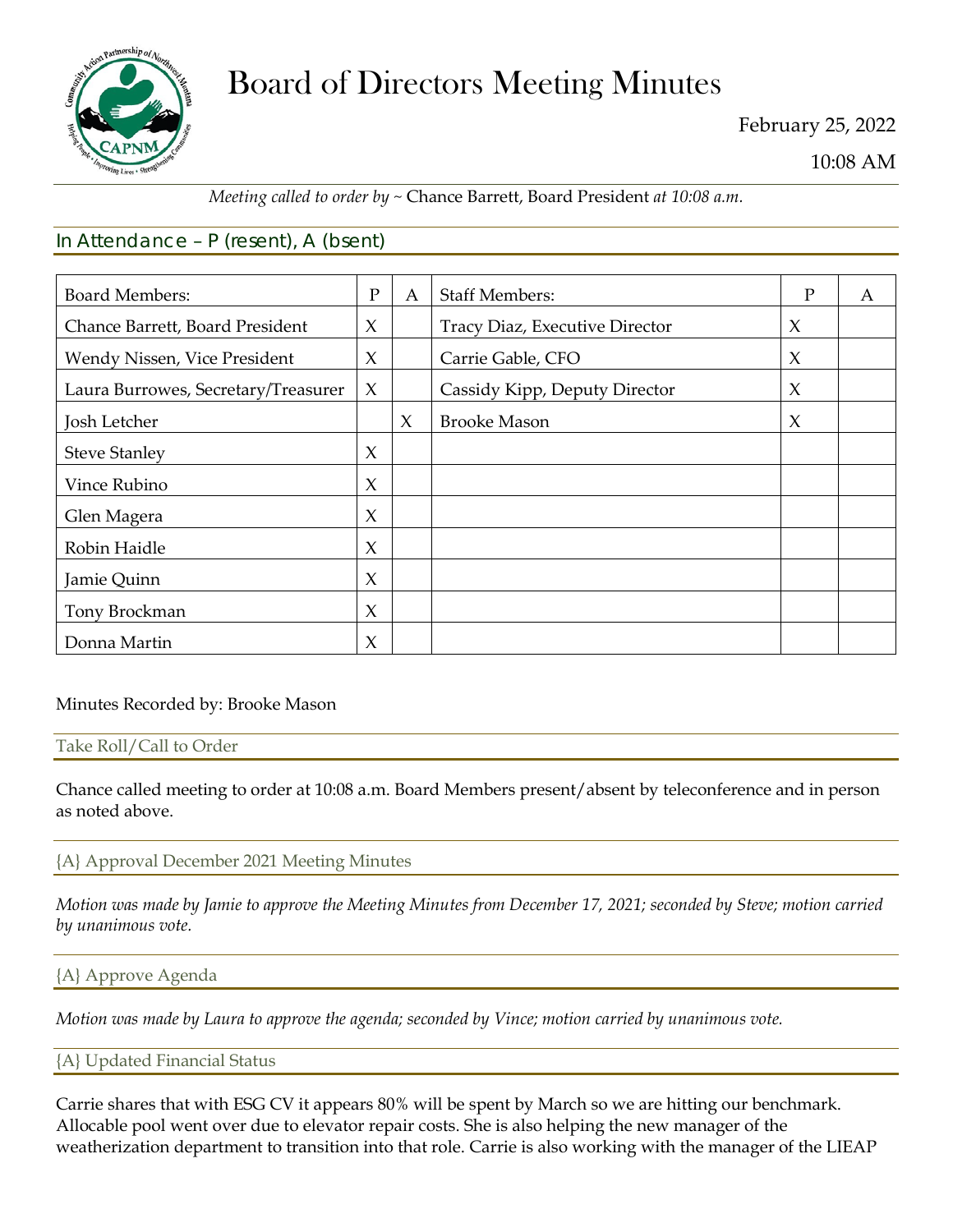# Board of Directors Meeting Minutes

February 25, 2022

10:08 AM

*Meeting called to order by ~* Chance Barrett, Board President *at 10:08 a.m.*

## In Attendance – P (resent), A (bsent)

| Board Members: | P | A | Staff Members: | P | A |
|---|---|---|---|---|---|
| Chance Barrett, Board President | X | | Tracy Diaz, Executive Director | X | |
| Wendy Nissen, Vice President | X | | Carrie Gable, CFO | X | |
| Laura Burrowes, Secretary/Treasurer | X | | Cassidy Kipp, Deputy Director | X | |
| Josh Letcher | | X | Brooke Mason | X | |
| Steve Stanley | X | | | | |
| Vince Rubino | X | | | | |
| Glen Magera | X | | | | |
| Robin Haidle | X | | | | |
| Jamie Quinn | X | | | | |
| Tony Brockman | X | | | | |
| Donna Martin | X | | | | |

Minutes Recorded by: Brooke Mason

### Take Roll/Call to Order

Chance called meeting to order at 10:08 a.m. Board Members present/absent by teleconference and in person as noted above.

### {A} Approval December 2021 Meeting Minutes

*Motion was made by Jamie to approve the Meeting Minutes from December 17, 2021; seconded by Steve; motion carried by unanimous vote.*

### {A} Approve Agenda

*Motion was made by Laura to approve the agenda; seconded by Vince; motion carried by unanimous vote.*

### {A} Updated Financial Status

Carrie shares that with ESG CV it appears 80% will be spent by March so we are hitting our benchmark. Allocable pool went over due to elevator repair costs. She is also helping the new manager of the weatherization department to transition into that role. Carrie is also working with the manager of the LIEAP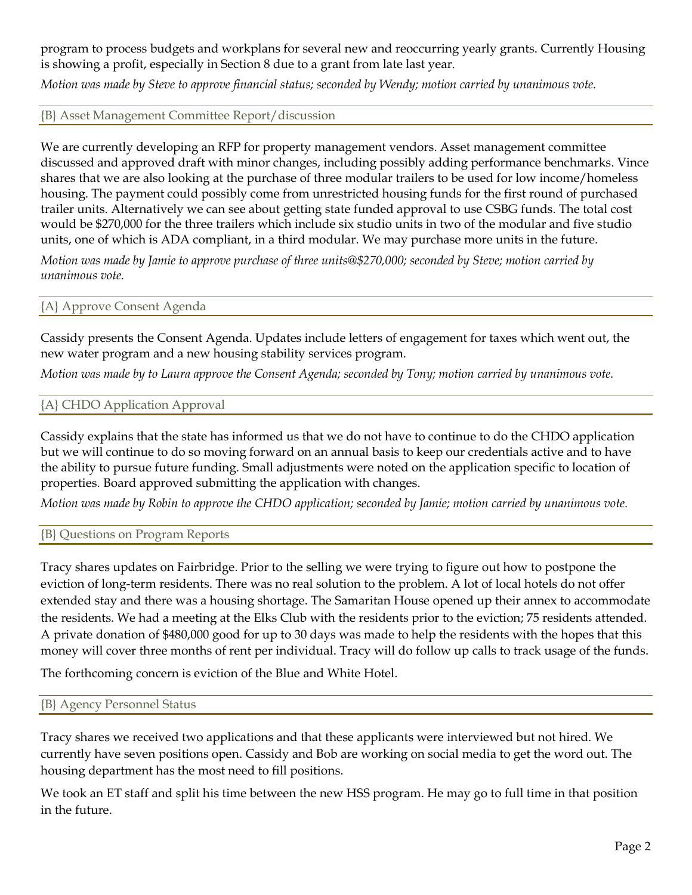program to process budgets and workplans for several new and reoccurring yearly grants. Currently Housing is showing a profit, especially in Section 8 due to a grant from late last year.

*Motion was made by Steve to approve financial status; seconded by Wendy; motion carried by unanimous vote.*

### {B} Asset Management Committee Report/discussion

We are currently developing an RFP for property management vendors. Asset management committee discussed and approved draft with minor changes, including possibly adding performance benchmarks. Vince shares that we are also looking at the purchase of three modular trailers to be used for low income/homeless housing. The payment could possibly come from unrestricted housing funds for the first round of purchased trailer units. Alternatively we can see about getting state funded approval to use CSBG funds. The total cost would be $270,000 for the three trailers which include six studio units in two of the modular and five studio units, one of which is ADA compliant, in a third modular. We may purchase more units in the future.

*Motion was made by Jamie to approve purchase of three units@$270,000; seconded by Steve; motion carried by unanimous vote.*

### {A} Approve Consent Agenda

Cassidy presents the Consent Agenda. Updates include letters of engagement for taxes which went out, the new water program and a new housing stability services program.

*Motion was made by to Laura approve the Consent Agenda; seconded by Tony; motion carried by unanimous vote.*

### {A} CHDO Application Approval

Cassidy explains that the state has informed us that we do not have to continue to do the CHDO application but we will continue to do so moving forward on an annual basis to keep our credentials active and to have the ability to pursue future funding. Small adjustments were noted on the application specific to location of properties. Board approved submitting the application with changes.

*Motion was made by Robin to approve the CHDO application; seconded by Jamie; motion carried by unanimous vote.*

### {B} Questions on Program Reports

Tracy shares updates on Fairbridge. Prior to the selling we were trying to figure out how to postpone the eviction of long-term residents. There was no real solution to the problem. A lot of local hotels do not offer extended stay and there was a housing shortage. The Samaritan House opened up their annex to accommodate the residents. We had a meeting at the Elks Club with the residents prior to the eviction; 75 residents attended. A private donation of $480,000 good for up to 30 days was made to help the residents with the hopes that this money will cover three months of rent per individual. Tracy will do follow up calls to track usage of the funds.

The forthcoming concern is eviction of the Blue and White Hotel.

### {B} Agency Personnel Status

Tracy shares we received two applications and that these applicants were interviewed but not hired. We currently have seven positions open. Cassidy and Bob are working on social media to get the word out. The housing department has the most need to fill positions.

We took an ET staff and split his time between the new HSS program. He may go to full time in that position in the future.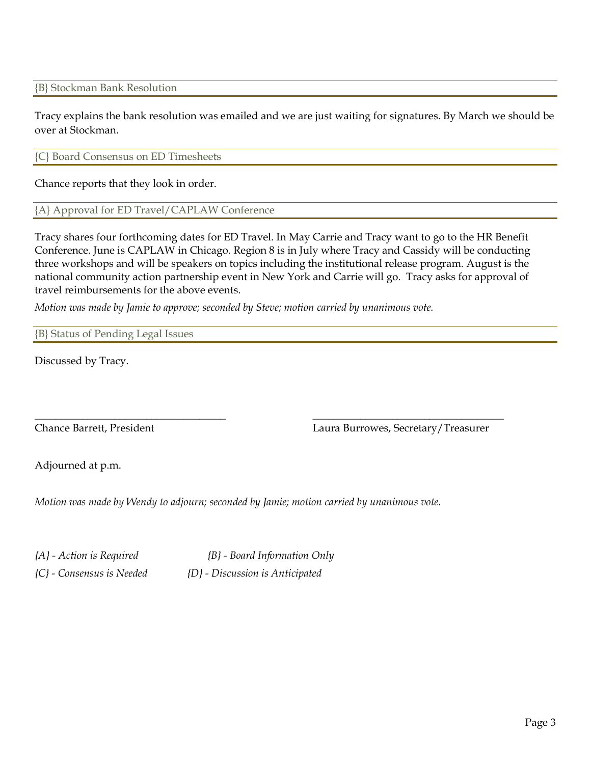### {B} Stockman Bank Resolution

Tracy explains the bank resolution was emailed and we are just waiting for signatures. By March we should be over at Stockman.

### {C} Board Consensus on ED Timesheets

Chance reports that they look in order.

### {A} Approval for ED Travel/CAPLAW Conference

Tracy shares four forthcoming dates for ED Travel. In May Carrie and Tracy want to go to the HR Benefit Conference. June is CAPLAW in Chicago. Region 8 is in July where Tracy and Cassidy will be conducting three workshops and will be speakers on topics including the institutional release program. August is the national community action partnership event in New York and Carrie will go. Tracy asks for approval of travel reimbursements for the above events.

*Motion was made by Jamie to approve; seconded by Steve; motion carried by unanimous vote.*

### {B} Status of Pending Legal Issues

Discussed by Tracy.

\_\_\_\_\_\_\_\_\_\_\_\_\_\_\_\_\_\_\_\_\_\_\_\_\_\_\_\_\_\_\_\_\_\_\_\_ \_\_\_\_\_\_\_\_\_\_\_\_\_\_\_\_\_\_\_\_\_\_\_\_\_\_\_\_\_\_\_\_\_\_\_\_

Chance Barrett, President Laura Burrowes, Secretary/Treasurer

Adjourned at p.m.

*Motion was made by Wendy to adjourn; seconded by Jamie; motion carried by unanimous vote.*

*{A} - Action is Required* *{B} - Board Information Only*

*{C} - Consensus is Needed* *{D} - Discussion is Anticipated*